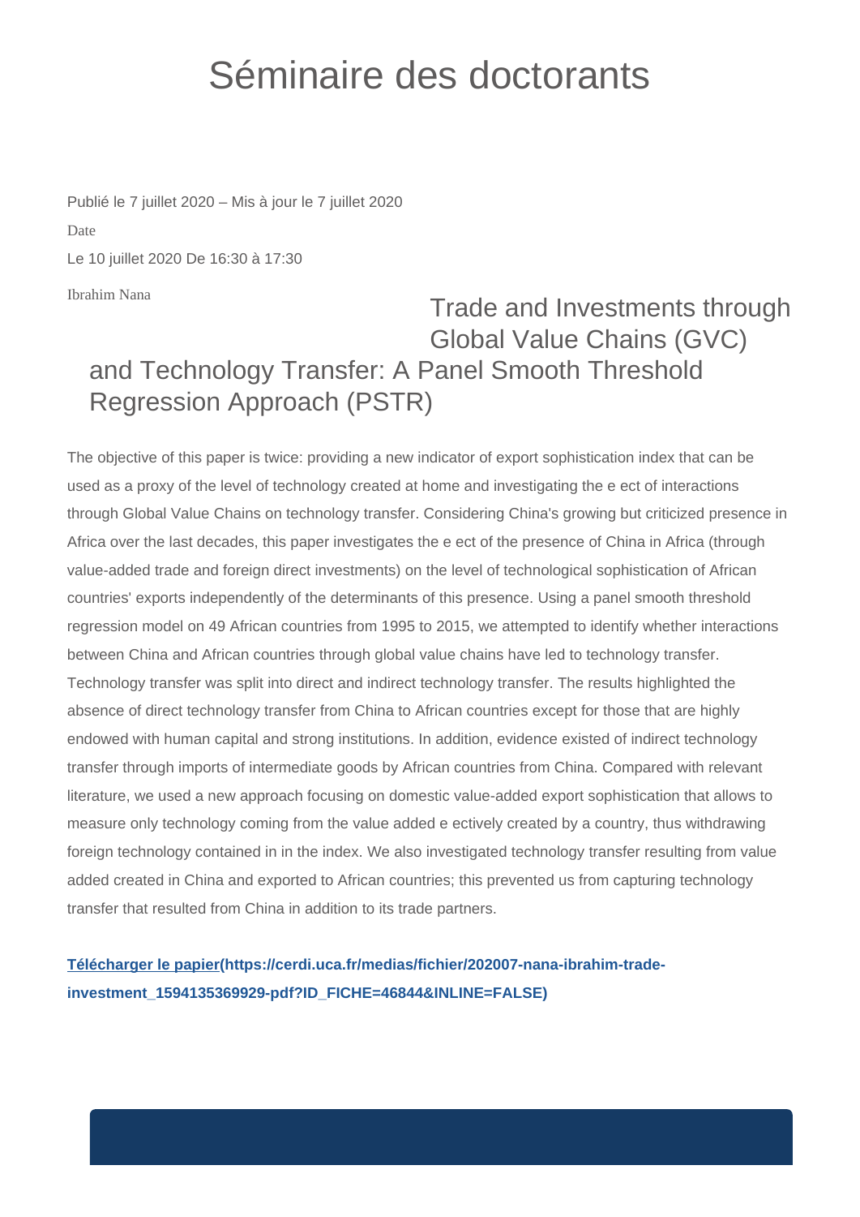# Séminaire des doctorants

Publié le 7 juillet 2020 – Mis à jour le 7 juillet 2020

Date

Le 10 juillet 2020 De 16:30 à 17:30

Ibrahim Nana

## Trade and Investments through Global Value Chains (GVC) and Technology Transfer: A Panel Smooth Threshold Regression Approach (PSTR)

The objective of this paper is twice: providing a new indicator of export sophistication index that can be used as a proxy of the level of technology created at home and investigating the e ect of interactions through Global Value Chains on technology transfer. Considering China's growing but criticized presence in Africa over the last decades, this paper investigates the e ect of the presence of China in Africa (through value-added trade and foreign direct investments) on the level of technological sophistication of African countries' exports independently of the determinants of this presence. Using a panel smooth threshold regression model on 49 African countries from 1995 to 2015, we attempted to identify whether interactions between China and African countries through global value chains have led to technology transfer. Technology transfer was split into direct and indirect technology transfer. The results highlighted the absence of direct technology transfer from China to African countries except for those that are highly endowed with human capital and strong institutions. In addition, evidence existed of indirect technology transfer through imports of intermediate goods by African countries from China. Compared with relevant literature, we used a new approach focusing on domestic value-added export sophistication that allows to measure only technology coming from the value added e ectively created by a country, thus withdrawing foreign technology contained in in the index. We also investigated technology transfer resulting from value added created in China and exported to African countries; this prevented us from capturing technology transfer that resulted from China in addition to its trade partners.

**[Télécharger le papier](https://cerdi.uca.fr/medias/fichier/202007-nana-ibrahim-trade-investment_1594135369929-pdf?ID_FICHE=46844&INLINE=FALSE)(https://cerdi.uca.fr/medias/fichier/202007-nana-ibrahim-trade-investment_1594135369929-pdf?ID_FICHE=46844&INLINE=FALSE)**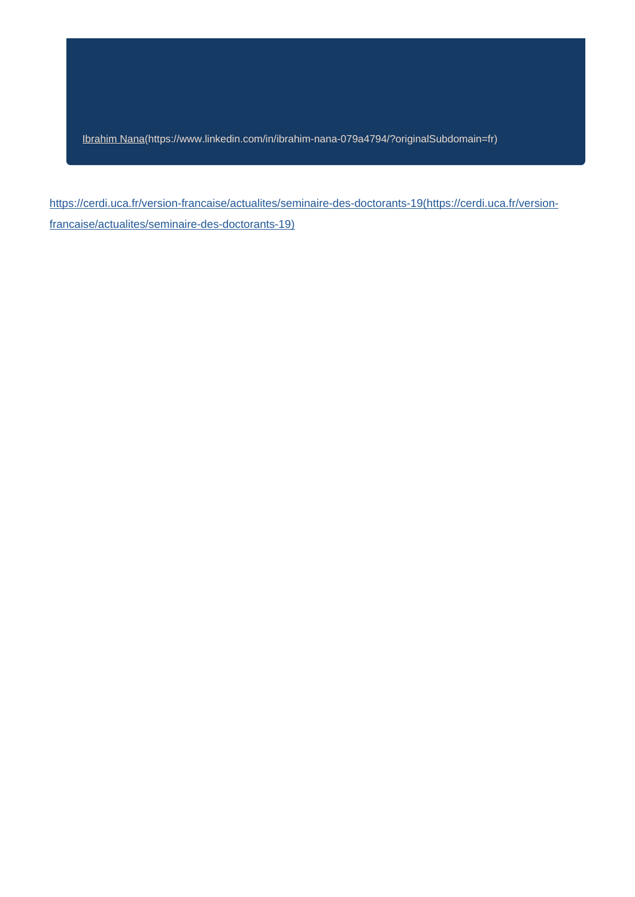[Ibrahim Nana](https://www.linkedin.com/in/ibrahim-nana-079a4794/?originalSubdomain=fr)(https://www.linkedin.com/in/ibrahim-nana-079a4794/?originalSubdomain=fr)

[https://cerdi.uca.fr/version-francaise/actualites/seminaire-des-doctorants-19(https://cerdi.uca.fr/version-francaise/actualites/seminaire-des-doctorants-19)](https://cerdi.uca.fr/version-francaise/actualites/seminaire-des-doctorants-19)